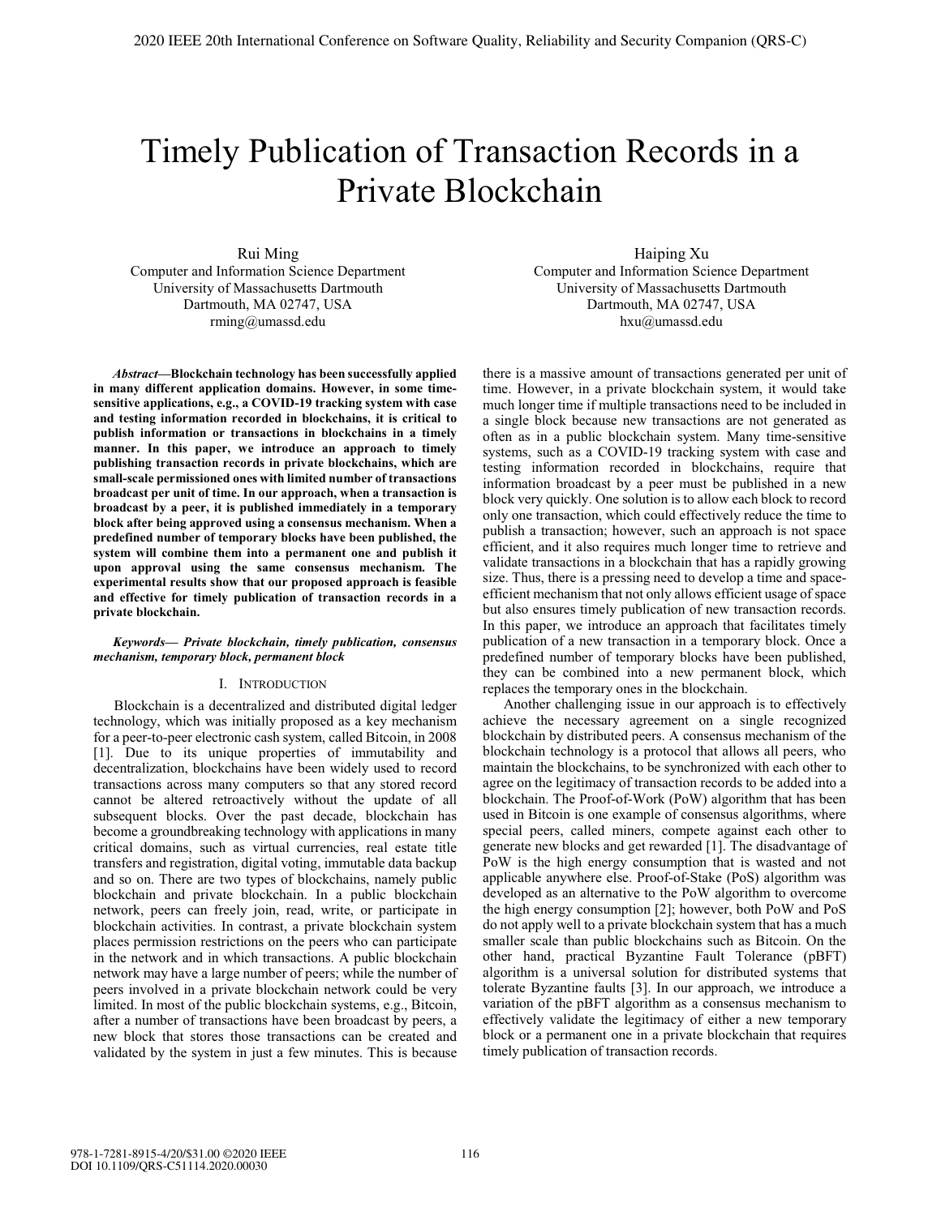# Timely Publication of Transaction Records in a Private Blockchain

Rui Ming
Computer and Information Science Department
University of Massachusetts Dartmouth
Dartmouth, MA 02747, USA
rming@umassd.edu

Haiping Xu
Computer and Information Science Department
University of Massachusetts Dartmouth
Dartmouth, MA 02747, USA
hxu@umassd.edu

***Abstract*—Blockchain technology has been successfully applied in many different application domains. However, in some time-sensitive applications, e.g., a COVID-19 tracking system with case and testing information recorded in blockchains, it is critical to publish information or transactions in blockchains in a timely manner. In this paper, we introduce an approach to timely publishing transaction records in private blockchains, which are small-scale permissioned ones with limited number of transactions broadcast per unit of time. In our approach, when a transaction is broadcast by a peer, it is published immediately in a temporary block after being approved using a consensus mechanism. When a predefined number of temporary blocks have been published, the system will combine them into a permanent one and publish it upon approval using the same consensus mechanism. The experimental results show that our proposed approach is feasible and effective for timely publication of transaction records in a private blockchain.**

***Keywords— Private blockchain, timely publication, consensus mechanism, temporary block, permanent block***

## I. Introduction

Blockchain is a decentralized and distributed digital ledger technology, which was initially proposed as a key mechanism for a peer-to-peer electronic cash system, called Bitcoin, in 2008 [1]. Due to its unique properties of immutability and decentralization, blockchains have been widely used to record transactions across many computers so that any stored record cannot be altered retroactively without the update of all subsequent blocks. Over the past decade, blockchain has become a groundbreaking technology with applications in many critical domains, such as virtual currencies, real estate title transfers and registration, digital voting, immutable data backup and so on. There are two types of blockchains, namely public blockchain and private blockchain. In a public blockchain network, peers can freely join, read, write, or participate in blockchain activities. In contrast, a private blockchain system places permission restrictions on the peers who can participate in the network and in which transactions. A public blockchain network may have a large number of peers; while the number of peers involved in a private blockchain network could be very limited. In most of the public blockchain systems, e.g., Bitcoin, after a number of transactions have been broadcast by peers, a new block that stores those transactions can be created and validated by the system in just a few minutes. This is because there is a massive amount of transactions generated per unit of time. However, in a private blockchain system, it would take much longer time if multiple transactions need to be included in a single block because new transactions are not generated as often as in a public blockchain system. Many time-sensitive systems, such as a COVID-19 tracking system with case and testing information recorded in blockchains, require that information broadcast by a peer must be published in a new block very quickly. One solution is to allow each block to record only one transaction, which could effectively reduce the time to publish a transaction; however, such an approach is not space efficient, and it also requires much longer time to retrieve and validate transactions in a blockchain that has a rapidly growing size. Thus, there is a pressing need to develop a time and space-efficient mechanism that not only allows efficient usage of space but also ensures timely publication of new transaction records. In this paper, we introduce an approach that facilitates timely publication of a new transaction in a temporary block. Once a predefined number of temporary blocks have been published, they can be combined into a new permanent block, which replaces the temporary ones in the blockchain.

Another challenging issue in our approach is to effectively achieve the necessary agreement on a single recognized blockchain by distributed peers. A consensus mechanism of the blockchain technology is a protocol that allows all peers, who maintain the blockchains, to be synchronized with each other to agree on the legitimacy of transaction records to be added into a blockchain. The Proof-of-Work (PoW) algorithm that has been used in Bitcoin is one example of consensus algorithms, where special peers, called miners, compete against each other to generate new blocks and get rewarded [1]. The disadvantage of PoW is the high energy consumption that is wasted and not applicable anywhere else. Proof-of-Stake (PoS) algorithm was developed as an alternative to the PoW algorithm to overcome the high energy consumption [2]; however, both PoW and PoS do not apply well to a private blockchain system that has a much smaller scale than public blockchains such as Bitcoin. On the other hand, practical Byzantine Fault Tolerance (pBFT) algorithm is a universal solution for distributed systems that tolerate Byzantine faults [3]. In our approach, we introduce a variation of the pBFT algorithm as a consensus mechanism to effectively validate the legitimacy of either a new temporary block or a permanent one in a private blockchain that requires timely publication of transaction records.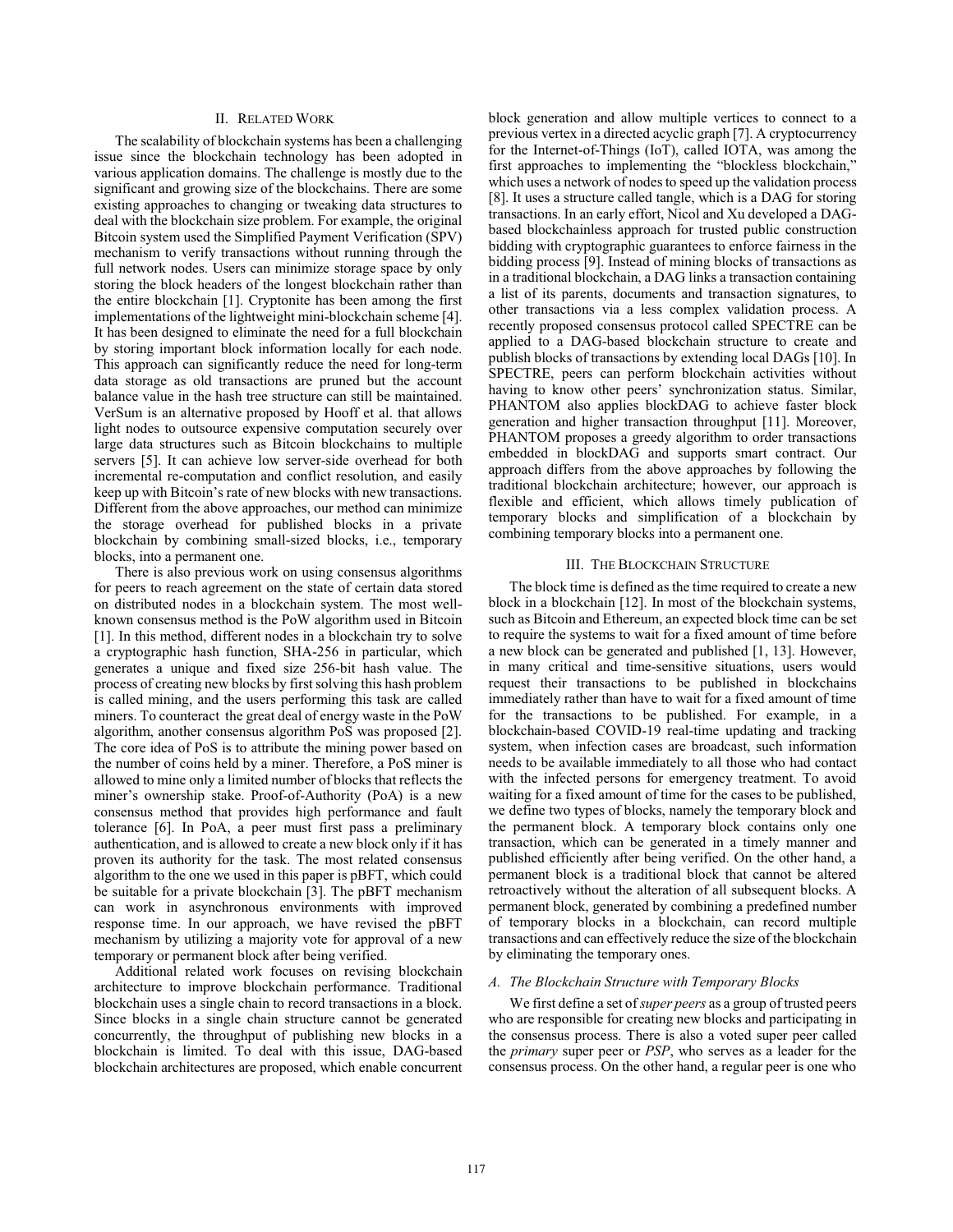## II. Related Work

The scalability of blockchain systems has been a challenging issue since the blockchain technology has been adopted in various application domains. The challenge is mostly due to the significant and growing size of the blockchains. There are some existing approaches to changing or tweaking data structures to deal with the blockchain size problem. For example, the original Bitcoin system used the Simplified Payment Verification (SPV) mechanism to verify transactions without running through the full network nodes. Users can minimize storage space by only storing the block headers of the longest blockchain rather than the entire blockchain [1]. Cryptonite has been among the first implementations of the lightweight mini-blockchain scheme [4]. It has been designed to eliminate the need for a full blockchain by storing important block information locally for each node. This approach can significantly reduce the need for long-term data storage as old transactions are pruned but the account balance value in the hash tree structure can still be maintained. VerSum is an alternative proposed by Hooff et al. that allows light nodes to outsource expensive computation securely over large data structures such as Bitcoin blockchains to multiple servers [5]. It can achieve low server-side overhead for both incremental re-computation and conflict resolution, and easily keep up with Bitcoin's rate of new blocks with new transactions. Different from the above approaches, our method can minimize the storage overhead for published blocks in a private blockchain by combining small-sized blocks, i.e., temporary blocks, into a permanent one.

There is also previous work on using consensus algorithms for peers to reach agreement on the state of certain data stored on distributed nodes in a blockchain system. The most well-known consensus method is the PoW algorithm used in Bitcoin [1]. In this method, different nodes in a blockchain try to solve a cryptographic hash function, SHA-256 in particular, which generates a unique and fixed size 256-bit hash value. The process of creating new blocks by first solving this hash problem is called mining, and the users performing this task are called miners. To counteract the great deal of energy waste in the PoW algorithm, another consensus algorithm PoS was proposed [2]. The core idea of PoS is to attribute the mining power based on the number of coins held by a miner. Therefore, a PoS miner is allowed to mine only a limited number of blocks that reflects the miner's ownership stake. Proof-of-Authority (PoA) is a new consensus method that provides high performance and fault tolerance [6]. In PoA, a peer must first pass a preliminary authentication, and is allowed to create a new block only if it has proven its authority for the task. The most related consensus algorithm to the one we used in this paper is pBFT, which could be suitable for a private blockchain [3]. The pBFT mechanism can work in asynchronous environments with improved response time. In our approach, we have revised the pBFT mechanism by utilizing a majority vote for approval of a new temporary or permanent block after being verified.

Additional related work focuses on revising blockchain architecture to improve blockchain performance. Traditional blockchain uses a single chain to record transactions in a block. Since blocks in a single chain structure cannot be generated concurrently, the throughput of publishing new blocks in a blockchain is limited. To deal with this issue, DAG-based blockchain architectures are proposed, which enable concurrent block generation and allow multiple vertices to connect to a previous vertex in a directed acyclic graph [7]. A cryptocurrency for the Internet-of-Things (IoT), called IOTA, was among the first approaches to implementing the "blockless blockchain," which uses a network of nodes to speed up the validation process [8]. It uses a structure called tangle, which is a DAG for storing transactions. In an early effort, Nicol and Xu developed a DAG-based blockchainless approach for trusted public construction bidding with cryptographic guarantees to enforce fairness in the bidding process [9]. Instead of mining blocks of transactions as in a traditional blockchain, a DAG links a transaction containing a list of its parents, documents and transaction signatures, to other transactions via a less complex validation process. A recently proposed consensus protocol called SPECTRE can be applied to a DAG-based blockchain structure to create and publish blocks of transactions by extending local DAGs [10]. In SPECTRE, peers can perform blockchain activities without having to know other peers' synchronization status. Similar, PHANTOM also applies blockDAG to achieve faster block generation and higher transaction throughput [11]. Moreover, PHANTOM proposes a greedy algorithm to order transactions embedded in blockDAG and supports smart contract. Our approach differs from the above approaches by following the traditional blockchain architecture; however, our approach is flexible and efficient, which allows timely publication of temporary blocks and simplification of a blockchain by combining temporary blocks into a permanent one.

## III. The Blockchain Structure

The block time is defined as the time required to create a new block in a blockchain [12]. In most of the blockchain systems, such as Bitcoin and Ethereum, an expected block time can be set to require the systems to wait for a fixed amount of time before a new block can be generated and published [1, 13]. However, in many critical and time-sensitive situations, users would request their transactions to be published in blockchains immediately rather than have to wait for a fixed amount of time for the transactions to be published. For example, in a blockchain-based COVID-19 real-time updating and tracking system, when infection cases are broadcast, such information needs to be available immediately to all those who had contact with the infected persons for emergency treatment. To avoid waiting for a fixed amount of time for the cases to be published, we define two types of blocks, namely the temporary block and the permanent block. A temporary block contains only one transaction, which can be generated in a timely manner and published efficiently after being verified. On the other hand, a permanent block is a traditional block that cannot be altered retroactively without the alteration of all subsequent blocks. A permanent block, generated by combining a predefined number of temporary blocks in a blockchain, can record multiple transactions and can effectively reduce the size of the blockchain by eliminating the temporary ones.

### A. The Blockchain Structure with Temporary Blocks

We first define a set of *super peers* as a group of trusted peers who are responsible for creating new blocks and participating in the consensus process. There is also a voted super peer called the *primary* super peer or *PSP*, who serves as a leader for the consensus process. On the other hand, a regular peer is one who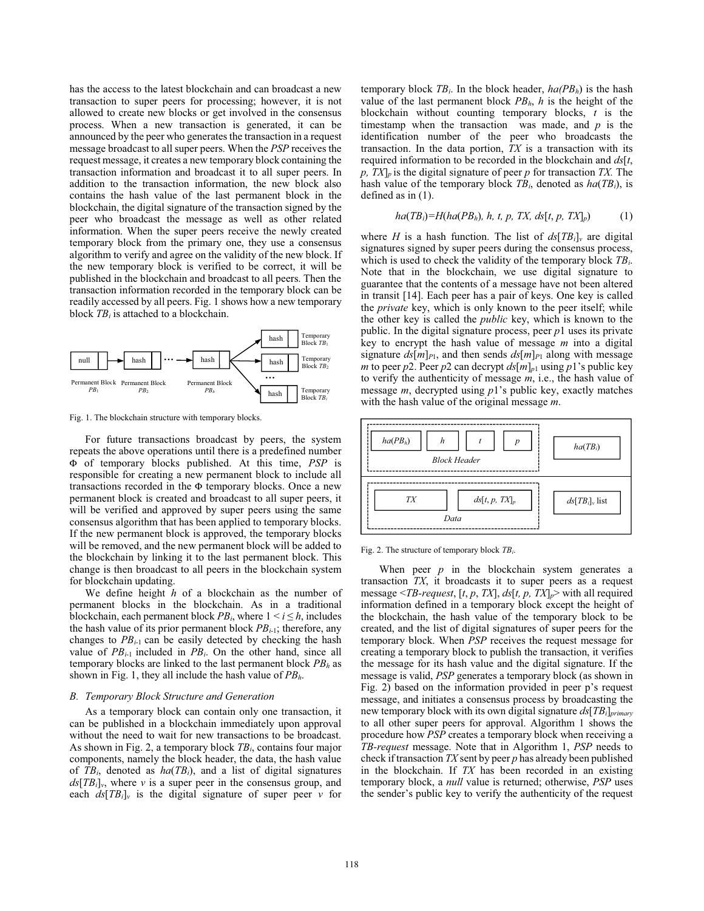has the access to the latest blockchain and can broadcast a new transaction to super peers for processing; however, it is not allowed to create new blocks or get involved in the consensus process. When a new transaction is generated, it can be announced by the peer who generates the transaction in a request message broadcast to all super peers. When the *PSP* receives the request message, it creates a new temporary block containing the transaction information and broadcast it to all super peers. In addition to the transaction information, the new block also contains the hash value of the last permanent block in the blockchain, the digital signature of the transaction signed by the peer who broadcast the message as well as other related information. When the super peers receive the newly created temporary block from the primary one, they use a consensus algorithm to verify and agree on the validity of the new block. If the new temporary block is verified to be correct, it will be published in the blockchain and broadcast to all peers. Then the transaction information recorded in the temporary block can be readily accessed by all peers. Fig. 1 shows how a new temporary block $TB_i$ is attached to a blockchain.

null
hash
hash
hash
hash
hash
Permanent Block $PB_1$
Permanent Block $PB_2$
Permanent Block $PB_h$
Temporary Block $TB_1$
Temporary Block $TB_2$
Temporary Block $TB_i$

Fig. 1. The blockchain structure with temporary blocks.

For future transactions broadcast by peers, the system repeats the above operations until there is a predefined number $\Phi$ of temporary blocks published. At this time, *PSP* is responsible for creating a new permanent block to include all transactions recorded in the $\Phi$ temporary blocks. Once a new permanent block is created and broadcast to all super peers, it will be verified and approved by super peers using the same consensus algorithm that has been applied to temporary blocks. If the new permanent block is approved, the temporary blocks will be removed, and the new permanent block will be added to the blockchain by linking it to the last permanent block. This change is then broadcast to all peers in the blockchain system for blockchain updating.

We define height $h$ of a blockchain as the number of permanent blocks in the blockchain. As in a traditional blockchain, each permanent block $PB_i$, where $1 < i \leq h$, includes the hash value of its prior permanent block $PB_{i-1}$; therefore, any changes to $PB_{i-1}$ can be easily detected by checking the hash value of $PB_{i-1}$ included in $PB_i$. On the other hand, since all temporary blocks are linked to the last permanent block $PB_h$ as shown in Fig. 1, they all include the hash value of $PB_h$.

### *B. Temporary Block Structure and Generation*

As a temporary block can contain only one transaction, it can be published in a blockchain immediately upon approval without the need to wait for new transactions to be broadcast. As shown in Fig. 2, a temporary block $TB_i$, contains four major components, namely the block header, the data, the hash value of $TB_i$, denoted as $ha(TB_i)$, and a list of digital signatures $ds[TB_i]_v$, where $v$ is a super peer in the consensus group, and each $ds[TB_i]_v$ is the digital signature of super peer $v$ for temporary block $TB_i$. In the block header, $ha(PB_h)$ is the hash value of the last permanent block $PB_h$, $h$ is the height of the blockchain without counting temporary blocks, $t$ is the timestamp when the transaction was made, and $p$ is the identification number of the peer who broadcasts the transaction. In the data portion, $TX$ is a transaction with its required information to be recorded in the blockchain and $ds[t, p, TX]_p$ is the digital signature of peer $p$ for transaction $TX$. The hash value of the temporary block $TB_i$, denoted as $ha(TB_i)$, is defined as in (1).

$$ha(TB_i)=H(ha(PB_h), h, t, p, TX, ds[t, p, TX]_p) \tag{1}$$

where $H$ is a hash function. The list of $ds[TB_i]_v$ are digital signatures signed by super peers during the consensus process, which is used to check the validity of the temporary block $TB_i$. Note that in the blockchain, we use digital signature to guarantee that the contents of a message have not been altered in transit [14]. Each peer has a pair of keys. One key is called the *private* key, which is only known to the peer itself; while the other key is called the *public* key, which is known to the public. In the digital signature process, peer $p1$ uses its private key to encrypt the hash value of message $m$ into a digital signature $ds[m]_{P1}$, and then sends $ds[m]_{P1}$ along with message $m$ to peer $p2$. Peer $p2$ can decrypt $ds[m]_{p1}$ using $p1$'s public key to verify the authenticity of message $m$, i.e., the hash value of message $m$, decrypted using $p1$'s public key, exactly matches with the hash value of the original message $m$.

$ha(PB_h)$
$h$
$t$
$p$
Block Header
$ha(TB_i)$
$TX$
$ds[t, p, TX]_p$
Data
$ds[TB_i]_v$ list

Fig. 2. The structure of temporary block $TB_i$.

When peer $p$ in the blockchain system generates a transaction $TX$, it broadcasts it to super peers as a request message <*TB-request*, [$t$, $p$, $TX$], $ds[t, p, TX]_p$> with all required information defined in a temporary block except the height of the blockchain, the hash value of the temporary block to be created, and the list of digital signatures of super peers for the temporary block. When *PSP* receives the request message for creating a temporary block to publish the transaction, it verifies the message for its hash value and the digital signature. If the message is valid, *PSP* generates a temporary block (as shown in Fig. 2) based on the information provided in peer p's request message, and initiates a consensus process by broadcasting the new temporary block with its own digital signature $ds[TB_i]_{primary}$ to all other super peers for approval. Algorithm 1 shows the procedure how *PSP* creates a temporary block when receiving a *TB-request* message. Note that in Algorithm 1, *PSP* needs to check if transaction $TX$ sent by peer $p$ has already been published in the blockchain. If $TX$ has been recorded in an existing temporary block, a *null* value is returned; otherwise, *PSP* uses the sender's public key to verify the authenticity of the request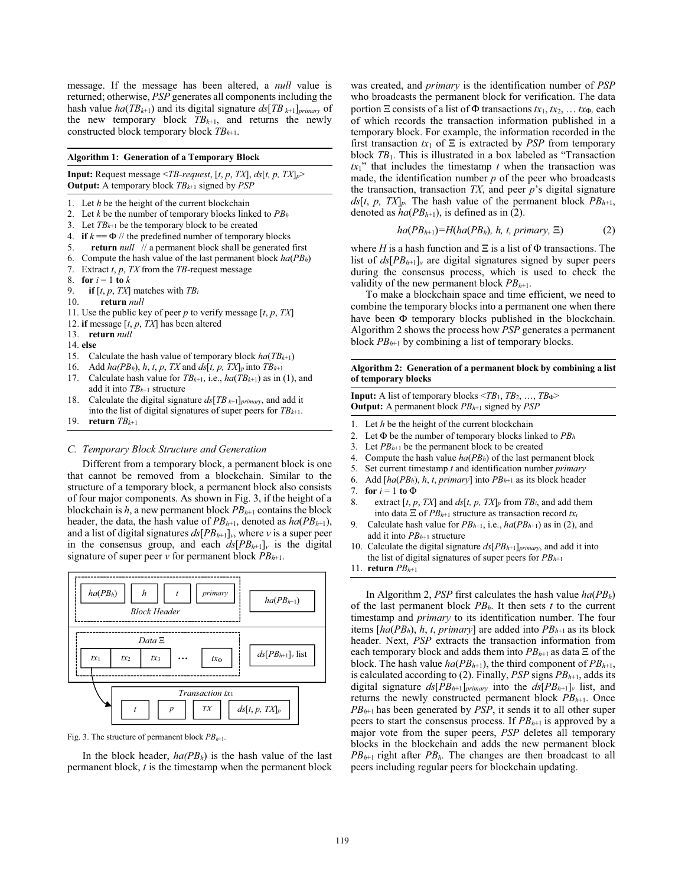message. If the message has been altered, a *null* value is returned; otherwise, *PSP* generates all components including the hash value $ha(TB_{k+1})$ and its digital signature $ds[TB_{k+1}]_{primary}$ of the new temporary block $TB_{k+1}$, and returns the newly constructed block temporary block $TB_{k+1}$.

**Algorithm 1: Generation of a Temporary Block**

**Input:** Request message <*TB-request*, [*t*, *p*, *TX*], $ds[t, p, TX]_p$>
**Output:** A temporary block $TB_{k+1}$ signed by *PSP*

1. Let *h* be the height of the current blockchain
2. Let *k* be the number of temporary blocks linked to $PB_h$
3. Let $TB_{k+1}$ be the temporary block to be created
4. **if** $k == \Phi$ // the predefined number of temporary blocks
5. &nbsp;&nbsp;&nbsp;&nbsp;**return** *null* // a permanent block shall be generated first
6. Compute the hash value of the last permanent block $ha(PB_h)$
7. Extract *t*, *p*, *TX* from the *TB*-request message
8. **for** *i* = 1 **to** *k*
9. &nbsp;&nbsp;&nbsp;&nbsp;**if** [*t*, *p*, *TX*] matches with $TB_i$
10. &nbsp;&nbsp;&nbsp;&nbsp;&nbsp;&nbsp;&nbsp;&nbsp;**return** *null*
11. Use the public key of peer *p* to verify message [*t*, *p*, *TX*]
12. **if** message [*t*, *p*, *TX*] has been altered
13. &nbsp;&nbsp;&nbsp;&nbsp;**return** *null*
14. **else**
15. &nbsp;&nbsp;&nbsp;&nbsp;Calculate the hash value of temporary block $ha(TB_{k+1})$
16. &nbsp;&nbsp;&nbsp;&nbsp;Add $ha(PB_h)$, *h*, *t*, *p*, *TX* and $ds[t, p, TX]_p$ into $TB_{k+1}$
17. &nbsp;&nbsp;&nbsp;&nbsp;Calculate hash value for $TB_{k+1}$, i.e., $ha(TB_{k+1})$ as in (1), and add it into $TB_{k+1}$ structure
18. &nbsp;&nbsp;&nbsp;&nbsp;Calculate the digital signature $ds[TB_{k+1}]_{primary}$, and add it into the list of digital signatures of super peers for $TB_{k+1}$.
19. &nbsp;&nbsp;&nbsp;&nbsp;**return** $TB_{k+1}$

### *C. Temporary Block Structure and Generation*

Different from a temporary block, a permanent block is one that cannot be removed from a blockchain. Similar to the structure of a temporary block, a permanent block also consists of four major components. As shown in Fig. 3, if the height of a blockchain is *h*, a new permanent block $PB_{h+1}$ contains the block header, the data, the hash value of $PB_{h+1}$, denoted as $ha(PB_{h+1})$, and a list of digital signatures $ds[PB_{h+1}]_v$, where *v* is a super peer in the consensus group, and each $ds[PB_{h+1}]_v$ is the digital signature of super peer *v* for permanent block $PB_{h+1}$.

| $ha(PB_h)$ | $h$ | $t$ | *primary* | $ha(PB_{h+1})$ |
|---|---|---|---|---|
| Block Header | | | | |
| Data Ξ: $tx_1$, $tx_2$, $tx_3$, …, $tx_\Phi$ | | | | $ds[PB_{h+1}]_v$ list |
| Transaction $tx_1$: $t$ | $p$ | $TX$ | $ds[t, p, TX]_p$ | |

Fig. 3. The structure of permanent block $PB_{h+1}$.

In the block header, $ha(PB_h)$ is the hash value of the last permanent block, *t* is the timestamp when the permanent block was created, and *primary* is the identification number of *PSP* who broadcasts the permanent block for verification. The data portion Ξ consists of a list of Φ transactions $tx_1, tx_2, \ldots tx_\Phi$, each of which records the transaction information published in a temporary block. For example, the information recorded in the first transaction $tx_1$ of Ξ is extracted by *PSP* from temporary block $TB_1$. This is illustrated in a box labeled as "Transaction $tx_1$" that includes the timestamp *t* when the transaction was made, the identification number *p* of the peer who broadcasts the transaction, transaction *TX*, and peer *p*'s digital signature $ds[t, p, TX]_p$. The hash value of the permanent block $PB_{h+1}$, denoted as $ha(PB_{h+1})$, is defined as in (2).

$$ha(PB_{h+1})=H(ha(PB_h), h, t, primary, \Xi) \tag{2}$$

where *H* is a hash function and Ξ is a list of Φ transactions. The list of $ds[PB_{h+1}]_v$ are digital signatures signed by super peers during the consensus process, which is used to check the validity of the new permanent block $PB_{h+1}$.

To make a blockchain space and time efficient, we need to combine the temporary blocks into a permanent one when there have been Φ temporary blocks published in the blockchain. Algorithm 2 shows the process how *PSP* generates a permanent block $PB_{h+1}$ by combining a list of temporary blocks.

**Algorithm 2: Generation of a permanent block by combining a list of temporary blocks**

**Input:** A list of temporary blocks <$TB_1$, $TB_2$, …, $TB_\Phi$>
**Output:** A permanent block $PB_{h+1}$ signed by *PSP*

1. Let *h* be the height of the current blockchain
2. Let Φ be the number of temporary blocks linked to $PB_h$
3. Let $PB_{h+1}$ be the permanent block to be created
4. Compute the hash value $ha(PB_h)$ of the last permanent block
5. Set current timestamp *t* and identification number *primary*
6. Add [$ha(PB_h)$, *h*, *t*, *primary*] into $PB_{h+1}$ as its block header
7. **for** *i* = 1 **to** Φ
8. &nbsp;&nbsp;&nbsp;&nbsp;extract [*t*, *p*, *TX*] and $ds[t, p, TX]_p$ from $TB_i$, and add them into data Ξ of $PB_{h+1}$ structure as transaction record $tx_i$
9. Calculate hash value for $PB_{h+1}$, i.e., $ha(PB_{h+1})$ as in (2), and add it into $PB_{h+1}$ structure
10. Calculate the digital signature $ds[PB_{h+1}]_{primary}$, and add it into the list of digital signatures of super peers for $PB_{h+1}$
11. **return** $PB_{h+1}$

In Algorithm 2, *PSP* first calculates the hash value $ha(PB_h)$ of the last permanent block $PB_h$. It then sets *t* to the current timestamp and *primary* to its identification number. The four items [$ha(PB_h)$, *h*, *t*, *primary*] are added into $PB_{h+1}$ as its block header. Next, *PSP* extracts the transaction information from each temporary block and adds them into $PB_{h+1}$ as data Ξ of the block. The hash value $ha(PB_{h+1})$, the third component of $PB_{h+1}$, is calculated according to (2). Finally, *PSP* signs $PB_{h+1}$, adds its digital signature $ds[PB_{h+1}]_{primary}$ into the $ds[PB_{h+1}]_v$ list, and returns the newly constructed permanent block $PB_{h+1}$. Once $PB_{h+1}$ has been generated by *PSP*, it sends it to all other super peers to start the consensus process. If $PB_{h+1}$ is approved by a major vote from the super peers, *PSP* deletes all temporary blocks in the blockchain and adds the new permanent block $PB_{h+1}$ right after $PB_h$. The changes are then broadcast to all peers including regular peers for blockchain updating.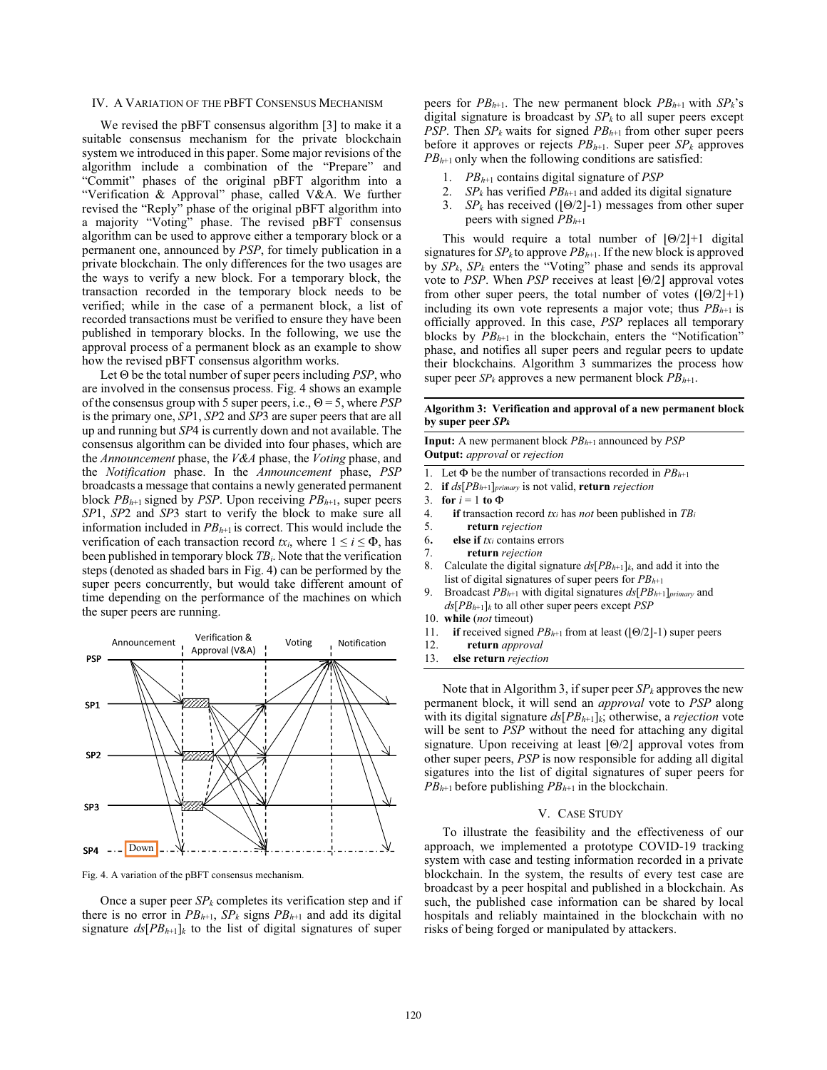## IV. A Variation of the pBFT Consensus Mechanism

We revised the pBFT consensus algorithm [3] to make it a suitable consensus mechanism for the private blockchain system we introduced in this paper. Some major revisions of the algorithm include a combination of the "Prepare" and "Commit" phases of the original pBFT algorithm into a "Verification & Approval" phase, called V&A. We further revised the "Reply" phase of the original pBFT algorithm into a majority "Voting" phase. The revised pBFT consensus algorithm can be used to approve either a temporary block or a permanent one, announced by *PSP*, for timely publication in a private blockchain. The only differences for the two usages are the ways to verify a new block. For a temporary block, the transaction recorded in the temporary block needs to be verified; while in the case of a permanent block, a list of recorded transactions must be verified to ensure they have been published in temporary blocks. In the following, we use the approval process of a permanent block as an example to show how the revised pBFT consensus algorithm works.

Let Θ be the total number of super peers including *PSP*, who are involved in the consensus process. Fig. 4 shows an example of the consensus group with 5 super peers, i.e., $\Theta = 5$, where *PSP* is the primary one, *SP*1, *SP*2 and *SP*3 are super peers that are all up and running but *SP*4 is currently down and not available. The consensus algorithm can be divided into four phases, which are the *Announcement* phase, the *V&A* phase, the *Voting* phase, and the *Notification* phase. In the *Announcement* phase, *PSP* broadcasts a message that contains a newly generated permanent block $PB_{h+1}$ signed by *PSP*. Upon receiving $PB_{h+1}$, super peers *SP*1, *SP*2 and *SP*3 start to verify the block to make sure all information included in $PB_{h+1}$ is correct. This would include the verification of each transaction record $tx_i$, where $1 \le i \le \Phi$, has been published in temporary block $TB_i$. Note that the verification steps (denoted as shaded bars in Fig. 4) can be performed by the super peers concurrently, but would take different amount of time depending on the performance of the machines on which the super peers are running.

Announcement
Verification & Approval (V&A)
Voting
Notification
PSP
SP1
SP2
SP3
SP4
Down

Fig. 4. A variation of the pBFT consensus mechanism.

Once a super peer $SP_k$ completes its verification step and if there is no error in $PB_{h+1}$, $SP_k$ signs $PB_{h+1}$ and add its digital signature $ds[PB_{h+1}]_k$ to the list of digital signatures of super peers for $PB_{h+1}$. The new permanent block $PB_{h+1}$ with $SP_k$'s digital signature is broadcast by $SP_k$ to all super peers except *PSP*. Then $SP_k$ waits for signed $PB_{h+1}$ from other super peers before it approves or rejects $PB_{h+1}$. Super peer $SP_k$ approves $PB_{h+1}$ only when the following conditions are satisfied:

1. $PB_{h+1}$ contains digital signature of *PSP*
2. $SP_k$ has verified $PB_{h+1}$ and added its digital signature
3. $SP_k$ has received $(\lfloor \Theta/2 \rfloor -1)$ messages from other super peers with signed $PB_{h+1}$

This would require a total number of $\lfloor \Theta/2 \rfloor +1$ digital signatures for $SP_k$ to approve $PB_{h+1}$. If the new block is approved by $SP_k$, $SP_k$ enters the "Voting" phase and sends its approval vote to *PSP*. When *PSP* receives at least $\lfloor \Theta/2 \rfloor$ approval votes from other super peers, the total number of votes $(\lfloor \Theta/2 \rfloor +1)$ including its own vote represents a major vote; thus $PB_{h+1}$ is officially approved. In this case, *PSP* replaces all temporary blocks by $PB_{h+1}$ in the blockchain, enters the "Notification" phase, and notifies all super peers and regular peers to update their blockchains. Algorithm 3 summarizes the process how super peer $SP_k$ approves a new permanent block $PB_{h+1}$.

**Algorithm 3: Verification and approval of a new permanent block by super peer $SP_k$**

**Input:** A new permanent block $PB_{h+1}$ announced by *PSP*
**Output:** *approval* or *rejection*

```
1.  Let Φ be the number of transactions recorded in PB_{h+1}
2.  if ds[PB_{h+1}]_primary is not valid, return rejection
3.  for i = 1 to Φ
4.      if transaction record tx_i has not been published in TB_i
5.          return rejection
6.      else if tx_i contains errors
7.          return rejection
8.  Calculate the digital signature ds[PB_{h+1}]_k, and add it into the
    list of digital signatures of super peers for PB_{h+1}
9.  Broadcast PB_{h+1} with digital signatures ds[PB_{h+1}]_primary and
    ds[PB_{h+1}]_k to all other super peers except PSP
10. while (not timeout)
11.     if received signed PB_{h+1} from at least (⌊Θ/2⌋-1) super peers
12.         return approval
13.     else return rejection
```

Note that in Algorithm 3, if super peer $SP_k$ approves the new permanent block, it will send an *approval* vote to *PSP* along with its digital signature $ds[PB_{h+1}]_k$; otherwise, a *rejection* vote will be sent to *PSP* without the need for attaching any digital signature. Upon receiving at least $\lfloor \Theta/2 \rfloor$ approval votes from other super peers, *PSP* is now responsible for adding all digital signatures into the list of digital signatures of super peers for $PB_{h+1}$ before publishing $PB_{h+1}$ in the blockchain.

## V. Case Study

To illustrate the feasibility and the effectiveness of our approach, we implemented a prototype COVID-19 tracking system with case and testing information recorded in a private blockchain. In the system, the results of every test case are broadcast by a peer hospital and published in a blockchain. As such, the published case information can be shared by local hospitals and reliably maintained in the blockchain with no risks of being forged or manipulated by attackers.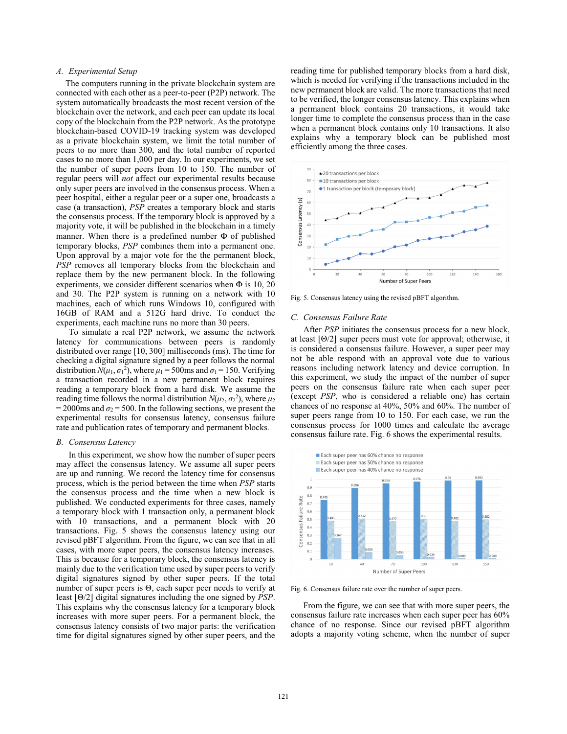### A. Experimental Setup

The computers running in the private blockchain system are connected with each other as a peer-to-peer (P2P) network. The system automatically broadcasts the most recent version of the blockchain over the network, and each peer can update its local copy of the blockchain from the P2P network. As the prototype blockchain-based COVID-19 tracking system was developed as a private blockchain system, we limit the total number of peers to no more than 300, and the total number of reported cases to no more than 1,000 per day. In our experiments, we set the number of super peers from 10 to 150. The number of regular peers will *not* affect our experimental results because only super peers are involved in the consensus process. When a peer hospital, either a regular peer or a super one, broadcasts a case (a transaction), *PSP* creates a temporary block and starts the consensus process. If the temporary block is approved by a majority vote, it will be published in the blockchain in a timely manner. When there is a predefined number $\Phi$ of published temporary blocks, *PSP* combines them into a permanent one. Upon approval by a major vote for the the permanent block, *PSP* removes all temporary blocks from the blockchain and replace them by the new permanent block. In the following experiments, we consider different scenarios when $\Phi$ is 10, 20 and 30. The P2P system is running on a network with 10 machines, each of which runs Windows 10, configured with 16GB of RAM and a 512G hard drive. To conduct the experiments, each machine runs no more than 30 peers.

To simulate a real P2P network, we assume the network latency for communications between peers is randomly distributed over range [10, 300] milliseconds (ms). The time for checking a digital signature signed by a peer follows the normal distribution $N(\mu_1, \sigma_1^2)$, where $\mu_1$ = 500ms and $\sigma_1$ = 150. Verifying a transaction recorded in a new permanent block requires reading a temporary block from a hard disk. We assume the reading time follows the normal distribution $N(\mu_2, \sigma_2^2)$, where $\mu_2$ = 2000ms and $\sigma_2$ = 500. In the following sections, we present the experimental results for consensus latency, consensus failure rate and publication rates of temporary and permanent blocks.

### B. Consensus Latency

In this experiment, we show how the number of super peers may affect the consensus latency. We assume all super peers are up and running. We record the latency time for consensus process, which is the period between the time when *PSP* starts the consensus process and the time when a new block is published. We conducted experiments for three cases, namely a temporary block with 1 transaction only, a permanent block with 10 transactions, and a permanent block with 20 transactions. Fig. 5 shows the consensus latency using our revised pBFT algorithm. From the figure, we can see that in all cases, with more super peers, the consensus latency increases. This is because for a temporary block, the consensus latency is mainly due to the verification time used by super peers to verify digital signatures signed by other super peers. If the total number of super peers is $\Theta$, each super peer needs to verify at least $\lfloor\Theta/2\rfloor$ digital signatures including the one signed by *PSP*. This explains why the consensus latency for a temporary block increases with more super peers. For a permanent block, the consensus latency consists of two major parts: the verification time for digital signatures signed by other super peers, and the reading time for published temporary blocks from a hard disk, which is needed for verifying if the transactions included in the new permanent block are valid. The more transactions that need to be verified, the longer consensus latency. This explains when a permanent block contains 20 transactions, it would take longer time to complete the consensus process than in the case when a permanent block contains only 10 transactions. It also explains why a temporary block can be published most efficiently among the three cases.

20 transactions per block
10 transactions per block
1 transaction per block (temporary block)
Consensus Latency (s)
0 10 20 30 40 50 60 70 80 90
0 20 40 60 80 100 120 140 160
Number of Super Peers

Fig. 5. Consensus latency using the revised pBFT algorithm.

### C. Consensus Failure Rate

After *PSP* initiates the consensus process for a new block, at least $\lfloor\Theta/2\rfloor$ super peers must vote for approval; otherwise, it is considered a consensus failure. However, a super peer may not be able respond with an approval vote due to various reasons including network latency and device corruption. In this experiment, we study the impact of the number of super peers on the consensus failure rate when each super peer (except *PSP*, who is considered a reliable one) has certain chances of no response at 40%, 50% and 60%. The number of super peers range from 10 to 150. For each case, we run the consensus process for 1000 times and calculate the average consensus failure rate. Fig. 6 shows the experimental results.

Each super peer has 60% chance no response
Each super peer has 50% chance no response
Each super peer has 40% chance no response
Consensus Failure Rate
0 0.1 0.2 0.3 0.4 0.5 0.6 0.7 0.8 0.9 1
0.745 0.485 0.267
0.896 0.512 0.089
0.954 0.477 0.053
0.976 0.51 0.024
0.99 0.481 0.009
0.992 0.502 0.009
10 40 70 100 130 150
Number of Super Peers

Fig. 6. Consensus failure rate over the number of super peers.

From the figure, we can see that with more super peers, the consensus failure rate increases when each super peer has 60% chance of no response. Since our revised pBFT algorithm adopts a majority voting scheme, when the number of super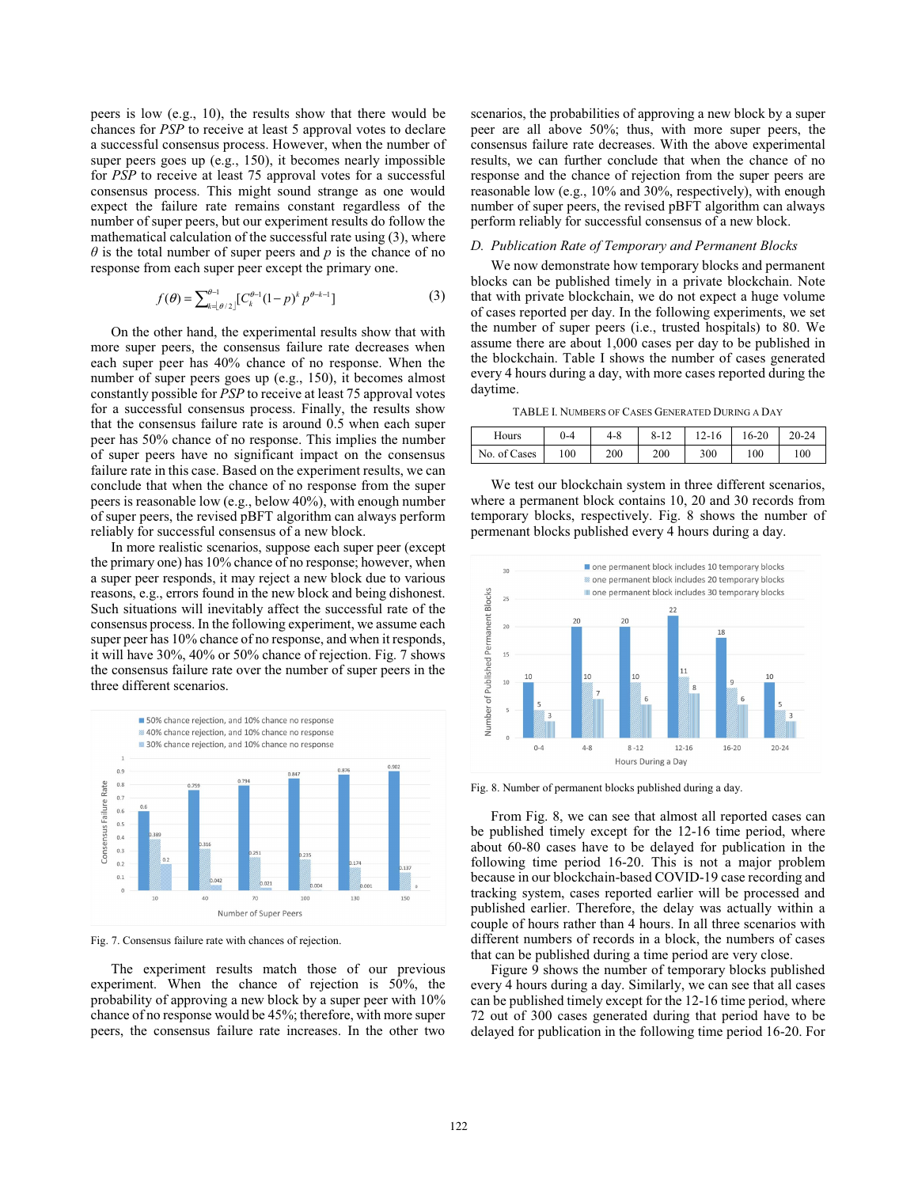peers is low (e.g., 10), the results show that there would be chances for *PSP* to receive at least 5 approval votes to declare a successful consensus process. However, when the number of super peers goes up (e.g., 150), it becomes nearly impossible for *PSP* to receive at least 75 approval votes for a successful consensus process. This might sound strange as one would expect the failure rate remains constant regardless of the number of super peers, but our experiment results do follow the mathematical calculation of the successful rate using (3), where $\theta$ is the total number of super peers and $p$ is the chance of no response from each super peer except the primary one.

$$f(\theta) = \sum_{k=\lfloor \theta/2 \rfloor}^{\theta-1} [C_k^{\theta-1} (1-p)^k p^{\theta-k-1}] \tag{3}$$

On the other hand, the experimental results show that with more super peers, the consensus failure rate decreases when each super peer has 40% chance of no response. When the number of super peers goes up (e.g., 150), it becomes almost constantly possible for *PSP* to receive at least 75 approval votes for a successful consensus process. Finally, the results show that the consensus failure rate is around 0.5 when each super peer has 50% chance of no response. This implies the number of super peers have no significant impact on the consensus failure rate in this case. Based on the experiment results, we can conclude that when the chance of no response from the super peers is reasonable low (e.g., below 40%), with enough number of super peers, the revised pBFT algorithm can always perform reliably for successful consensus of a new block.

In more realistic scenarios, suppose each super peer (except the primary one) has 10% chance of no response; however, when a super peer responds, it may reject a new block due to various reasons, e.g., errors found in the new block and being dishonest. Such situations will inevitably affect the successful rate of the consensus process. In the following experiment, we assume each super peer has 10% chance of no response, and when it responds, it will have 30%, 40% or 50% chance of rejection. Fig. 7 shows the consensus failure rate over the number of super peers in the three different scenarios.

50% chance rejection, and 10% chance no response
40% chance rejection, and 10% chance no response
30% chance rejection, and 10% chance no response
Consensus Failure Rate
Number of Super Peers
10, 40, 70, 100, 130, 150
0.6, 0.389, 0.2, 0.759, 0.316, 0.042, 0.794, 0.251, 0.021, 0.847, 0.235, 0.004, 0.876, 0.174, 0.001, 0.902, 0.137, 0

Fig. 7. Consensus failure rate with chances of rejection.

The experiment results match those of our previous experiment. When the chance of rejection is 50%, the probability of approving a new block by a super peer with 10% chance of no response would be 45%; therefore, with more super peers, the consensus failure rate increases. In the other two scenarios, the probabilities of approving a new block by a super peer are all above 50%; thus, with more super peers, the consensus failure rate decreases. With the above experimental results, we can further conclude that when the chance of no response and the chance of rejection from the super peers are reasonable low (e.g., 10% and 30%, respectively), with enough number of super peers, the revised pBFT algorithm can always perform reliably for successful consensus of a new block.

## D. Publication Rate of Temporary and Permanent Blocks

We now demonstrate how temporary blocks and permanent blocks can be published timely in a private blockchain. Note that with private blockchain, we do not expect a huge volume of cases reported per day. In the following experiments, we set the number of super peers (i.e., trusted hospitals) to 80. We assume there are about 1,000 cases per day to be published in the blockchain. Table I shows the number of cases generated every 4 hours during a day, with more cases reported during the daytime.

TABLE I. Numbers of Cases Generated During a Day

| Hours | 0-4 | 4-8 | 8-12 | 12-16 | 16-20 | 20-24 |
|---|---|---|---|---|---|---|
| No. of Cases | 100 | 200 | 200 | 300 | 100 | 100 |

We test our blockchain system in three different scenarios, where a permanent block contains 10, 20 and 30 records from temporary blocks, respectively. Fig. 8 shows the number of permanent blocks published every 4 hours during a day.

one permanent block includes 10 temporary blocks
one permanent block includes 20 temporary blocks
one permanent block includes 30 temporary blocks
Number of Published Permanent Blocks
Hours During a Day
0-4, 4-8, 8-12, 12-16, 16-20, 20-24
10, 5, 3, 20, 10, 7, 20, 10, 6, 22, 11, 8, 18, 9, 6, 10, 5, 3

Fig. 8. Number of permanent blocks published during a day.

From Fig. 8, we can see that almost all reported cases can be published timely except for the 12-16 time period, where about 60-80 cases have to be delayed for publication in the following time period 16-20. This is not a major problem because in our blockchain-based COVID-19 case recording and tracking system, cases reported earlier will be processed and published earlier. Therefore, the delay was actually within a couple of hours rather than 4 hours. In all three scenarios with different numbers of records in a block, the numbers of cases that can be published during a time period are very close.

Figure 9 shows the number of temporary blocks published every 4 hours during a day. Similarly, we can see that all cases can be published timely except for the 12-16 time period, where 72 out of 300 cases generated during that period have to be delayed for publication in the following time period 16-20. For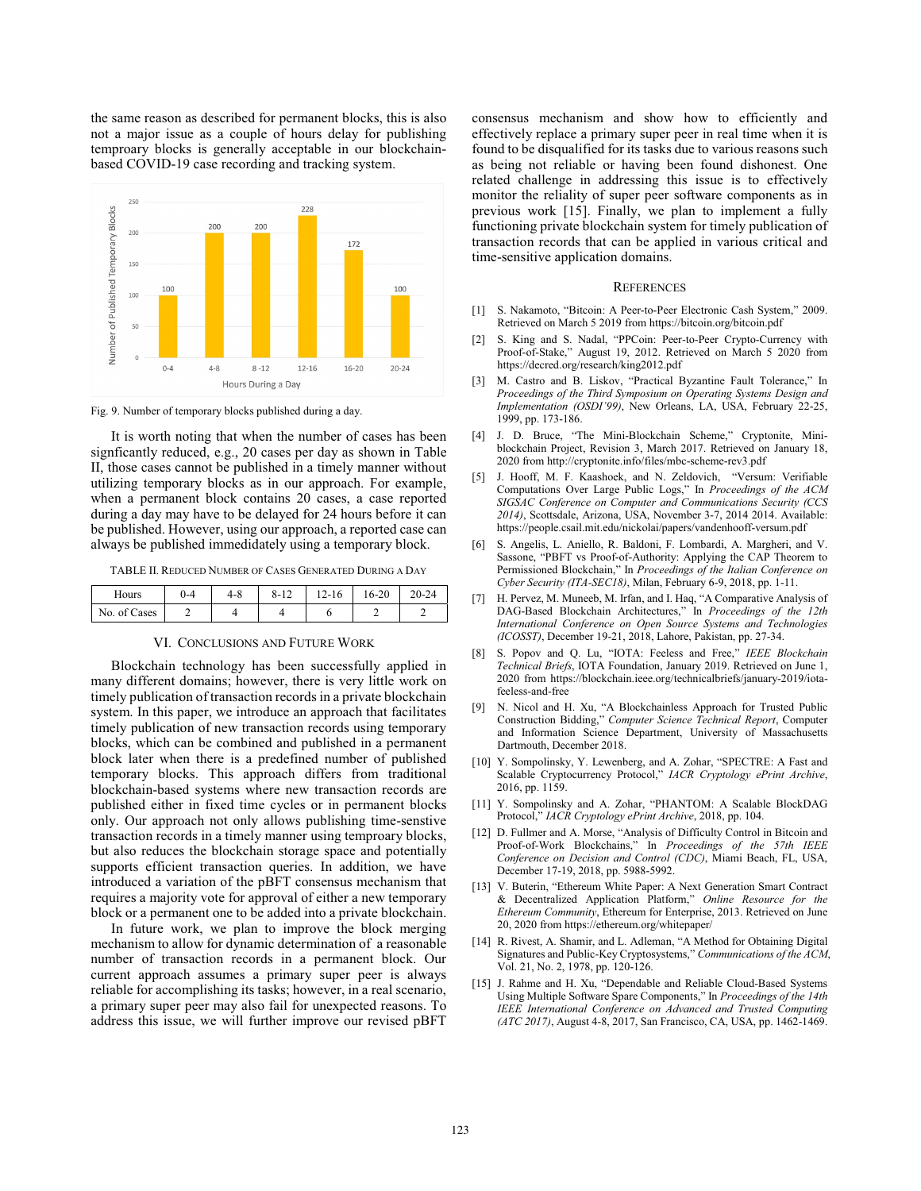the same reason as described for permanent blocks, this is also not a major issue as a couple of hours delay for publishing temproary blocks is generally acceptable in our blockchain-based COVID-19 case recording and tracking system.

250
200
150
100
50
0
Number of Published Temporary Blocks
100
200
200
228
172
100
0-4
4-8
8 -12
12-16
16-20
20-24
Hours During a Day

Fig. 9. Number of temporary blocks published during a day.

It is worth noting that when the number of cases has been signficantly reduced, e.g., 20 cases per day as shown in Table II, those cases cannot be published in a timely manner without utilizing temporary blocks as in our approach. For example, when a permanent block contains 20 cases, a case reported during a day may have to be delayed for 24 hours before it can be published. However, using our approach, a reported case can always be published immedidately using a temporary block.

TABLE II. Reduced Number of Cases Generated During a Day

| Hours | 0-4 | 4-8 | 8-12 | 12-16 | 16-20 | 20-24 |
|---|---|---|---|---|---|---|
| No. of Cases | 2 | 4 | 4 | 6 | 2 | 2 |

## VI. Conclusions and Future Work

Blockchain technology has been successfully applied in many different domains; however, there is very little work on timely publication of transaction records in a private blockchain system. In this paper, we introduce an approach that facilitates timely publication of new transaction records using temporary blocks, which can be combined and published in a permanent block later when there is a predefined number of published temporary blocks. This approach differs from traditional blockchain-based systems where new transaction records are published either in fixed time cycles or in permanent blocks only. Our approach not only allows publishing time-senstive transaction records in a timely manner using temproary blocks, but also reduces the blockchain storage space and potentially supports efficient transaction queries. In addition, we have introduced a variation of the pBFT consensus mechanism that requires a majority vote for approval of either a new temporary block or a permanent one to be added into a private blockchain.

In future work, we plan to improve the block merging mechanism to allow for dynamic determination of a reasonable number of transaction records in a permanent block. Our current approach assumes a primary super peer is always reliable for accomplishing its tasks; however, in a real scenario, a primary super peer may also fail for unexpected reasons. To address this issue, we will further improve our revised pBFT consensus mechanism and show how to efficiently and effectively replace a primary super peer in real time when it is found to be disqualified for its tasks due to various reasons such as being not reliable or having been found dishonest. One related challenge in addressing this issue is to effectively monitor the reliaity of super peer software components as in previous work [15]. Finally, we plan to implement a fully functioning private blockchain system for timely publication of transaction records that can be applied in various critical and time-sensitive application domains.

## References

[1] S. Nakamoto, "Bitcoin: A Peer-to-Peer Electronic Cash System," 2009. Retrieved on March 5 2019 from https://bitcoin.org/bitcoin.pdf

[2] S. King and S. Nadal, "PPCoin: Peer-to-Peer Crypto-Currency with Proof-of-Stake," August 19, 2012. Retrieved on March 5 2020 from https://decred.org/research/king2012.pdf

[3] M. Castro and B. Liskov, "Practical Byzantine Fault Tolerance," In *Proceedings of the Third Symposium on Operating Systems Design and Implementation (OSDI'99)*, New Orleans, LA, USA, February 22-25, 1999, pp. 173-186.

[4] J. D. Bruce, "The Mini-Blockchain Scheme," Cryptonite, Mini-blockchain Project, Revision 3, March 2017. Retrieved on January 18, 2020 from http://cryptonite.info/files/mbc-scheme-rev3.pdf

[5] J. Hooff, M. F. Kaashoek, and N. Zeldovich, "Versum: Verifiable Computations Over Large Public Logs," In *Proceedings of the ACM SIGSAC Conference on Computer and Communications Security (CCS 2014)*, Scottsdale, Arizona, USA, November 3-7, 2014 2014. Available: https://people.csail.mit.edu/nickolai/papers/vandenhooff-versum.pdf

[6] S. Angelis, L. Aniello, R. Baldoni, F. Lombardi, A. Margheri, and V. Sassone, "PBFT vs Proof-of-Authority: Applying the CAP Theorem to Permissioned Blockchain," In *Proceedings of the Italian Conference on Cyber Security (ITA-SEC18)*, Milan, February 6-9, 2018, pp. 1-11.

[7] H. Pervez, M. Muneeb, M. Irfan, and I. Haq, "A Comparative Analysis of DAG-Based Blockchain Architectures," In *Proceedings of the 12th International Conference on Open Source Systems and Technologies (ICOSST)*, December 19-21, 2018, Lahore, Pakistan, pp. 27-34.

[8] S. Popov and Q. Lu, "IOTA: Feeless and Free," *IEEE Blockchain Technical Briefs*, IOTA Foundation, January 2019. Retrieved on June 1, 2020 from https://blockchain.ieee.org/technicalbriefs/january-2019/iota-feeless-and-free

[9] N. Nicol and H. Xu, "A Blockchainless Approach for Trusted Public Construction Bidding," *Computer Science Technical Report*, Computer and Information Science Department, University of Massachusetts Dartmouth, December 2018.

[10] Y. Sompolinsky, Y. Lewenberg, and A. Zohar, "SPECTRE: A Fast and Scalable Cryptocurrency Protocol," *IACR Cryptology ePrint Archive*, 2016, pp. 1159.

[11] Y. Sompolinsky and A. Zohar, "PHANTOM: A Scalable BlockDAG Protocol," *IACR Cryptology ePrint Archive*, 2018, pp. 104.

[12] D. Fullmer and A. Morse, "Analysis of Difficulty Control in Bitcoin and Proof-of-Work Blockchains," In *Proceedings of the 57th IEEE Conference on Decision and Control (CDC)*, Miami Beach, FL, USA, December 17-19, 2018, pp. 5988-5992.

[13] V. Buterin, "Ethereum White Paper: A Next Generation Smart Contract & Decentralized Application Platform," *Online Resource for the Ethereum Community*, Ethereum for Enterprise, 2013. Retrieved on June 20, 2020 from https://ethereum.org/whitepaper/

[14] R. Rivest, A. Shamir, and L. Adleman, "A Method for Obtaining Digital Signatures and Public-Key Cryptosystems," *Communications of the ACM*, Vol. 21, No. 2, 1978, pp. 120-126.

[15] J. Rahme and H. Xu, "Dependable and Reliable Cloud-Based Systems Using Multiple Software Spare Components," In *Proceedings of the 14th IEEE International Conference on Advanced and Trusted Computing (ATC 2017)*, August 4-8, 2017, San Francisco, CA, USA, pp. 1462-1469.